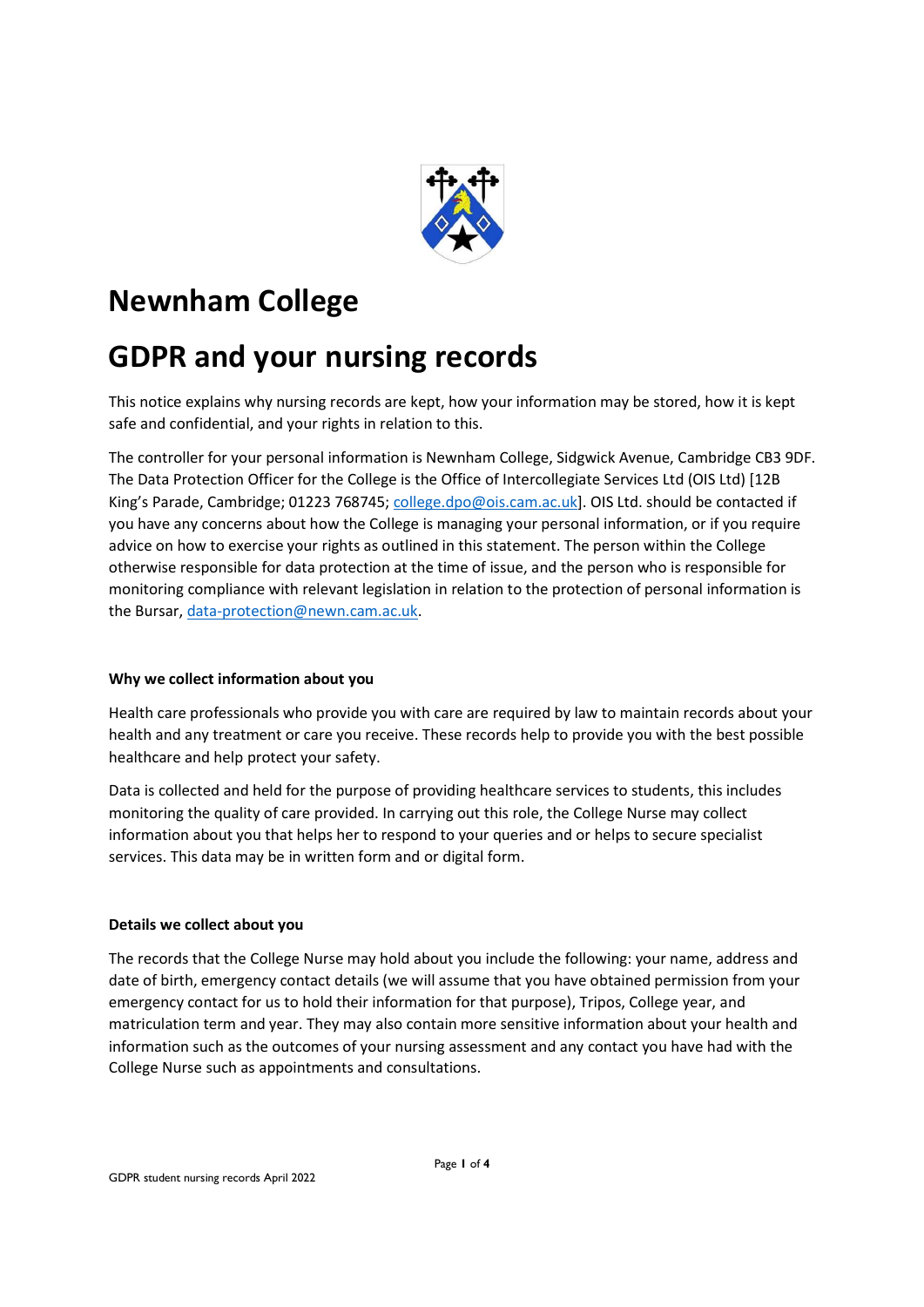# Newnham College

# GDPR and your nursing records

This notice explains why nursing records are kept, how your information may be stored, how it is kept safe and confidential, and your rights in relation to this.

The controller for your personal information is Newnham College, Sidgwick Avenue, Cambridge CB3 9DF. The Data Protection Officer for the College is the Office of Intercollegiate Services Ltd (OIS Ltd) [12B King's Parade, Cambridge; 01223 768745; college.dpo@ois.cam.ac.uk]. OIS Ltd. should be contacted if you have any concerns about how the College is managing your personal information, or if you require advice on how to exercise your rights as outlined in this statement. The person within the College otherwise responsible for data protection at the time of issue, and the person who is responsible for monitoring compliance with relevant legislation in relation to the protection of personal information is the Bursar, data-protection@newn.cam.ac.uk.

**Why we collect information about you**

Health care professionals who provide you with care are required by law to maintain records about your health and any treatment or care you receive. These records help to provide you with the best possible healthcare and help protect your safety.

Data is collected and held for the purpose of providing healthcare services to students, this includes monitoring the quality of care provided. In carrying out this role, the College Nurse may collect information about you that helps her to respond to your queries and or helps to secure specialist services. This data may be in written form and or digital form.

**Details we collect about you**

The records that the College Nurse may hold about you include the following: your name, address and date of birth, emergency contact details (we will assume that you have obtained permission from your emergency contact for us to hold their information for that purpose), Tripos, College year, and matriculation term and year. They may also contain more sensitive information about your health and information such as the outcomes of your nursing assessment and any contact you have had with the College Nurse such as appointments and consultations.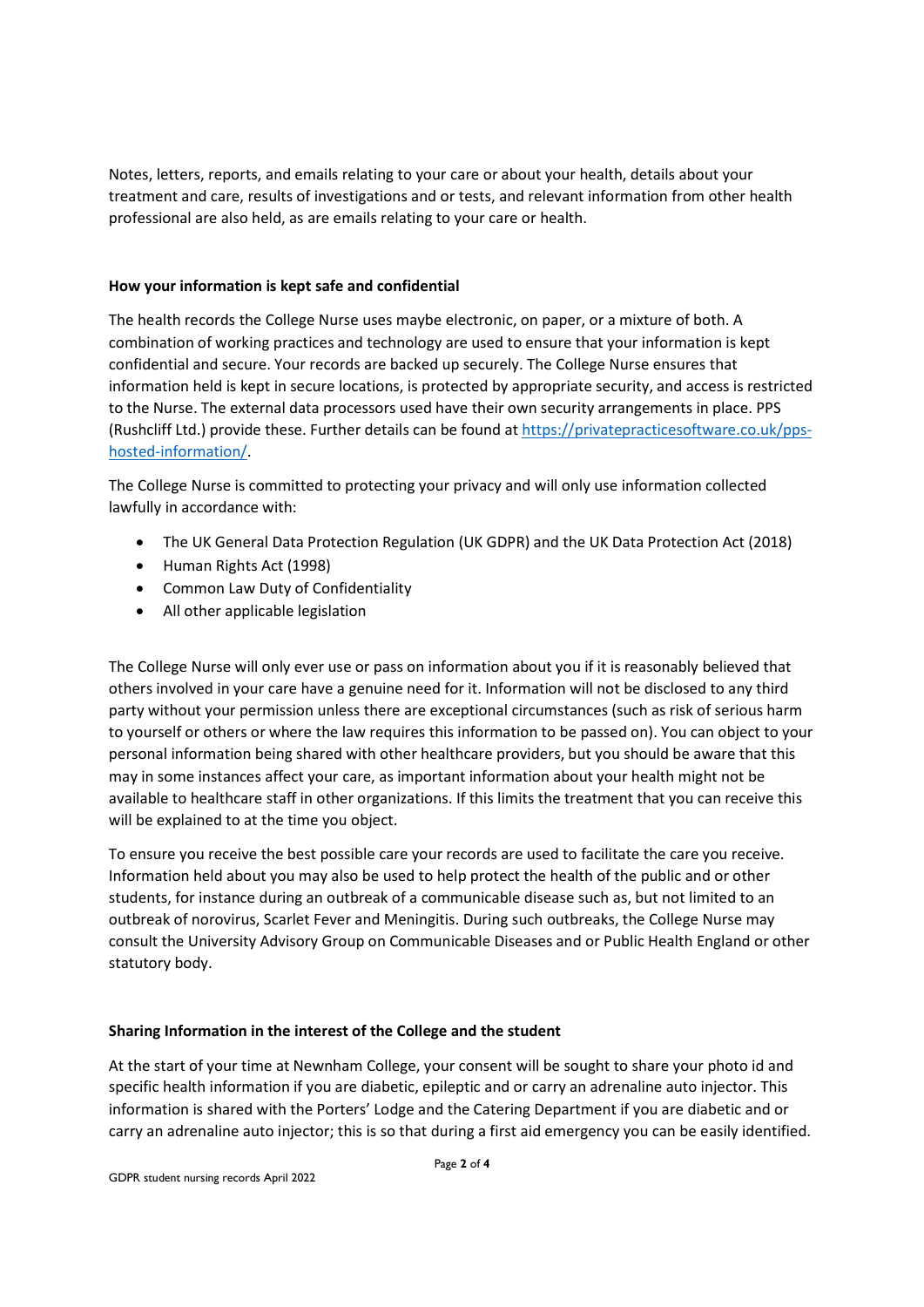Notes, letters, reports, and emails relating to your care or about your health, details about your treatment and care, results of investigations and or tests, and relevant information from other health professional are also held, as are emails relating to your care or health.

**How your information is kept safe and confidential**

The health records the College Nurse uses maybe electronic, on paper, or a mixture of both. A combination of working practices and technology are used to ensure that your information is kept confidential and secure. Your records are backed up securely. The College Nurse ensures that information held is kept in secure locations, is protected by appropriate security, and access is restricted to the Nurse. The external data processors used have their own security arrangements in place. PPS (Rushcliff Ltd.) provide these. Further details can be found at [https://privatepracticesoftware.co.uk/pps-hosted-information/](https://privatepracticesoftware.co.uk/pps-hosted-information/).

The College Nurse is committed to protecting your privacy and will only use information collected lawfully in accordance with:

- The UK General Data Protection Regulation (UK GDPR) and the UK Data Protection Act (2018)
- Human Rights Act (1998)
- Common Law Duty of Confidentiality
- All other applicable legislation

The College Nurse will only ever use or pass on information about you if it is reasonably believed that others involved in your care have a genuine need for it. Information will not be disclosed to any third party without your permission unless there are exceptional circumstances (such as risk of serious harm to yourself or others or where the law requires this information to be passed on). You can object to your personal information being shared with other healthcare providers, but you should be aware that this may in some instances affect your care, as important information about your health might not be available to healthcare staff in other organizations. If this limits the treatment that you can receive this will be explained to at the time you object.

To ensure you receive the best possible care your records are used to facilitate the care you receive. Information held about you may also be used to help protect the health of the public and or other students, for instance during an outbreak of a communicable disease such as, but not limited to an outbreak of norovirus, Scarlet Fever and Meningitis. During such outbreaks, the College Nurse may consult the University Advisory Group on Communicable Diseases and or Public Health England or other statutory body.

**Sharing Information in the interest of the College and the student**

At the start of your time at Newnham College, your consent will be sought to share your photo id and specific health information if you are diabetic, epileptic and or carry an adrenaline auto injector. This information is shared with the Porters' Lodge and the Catering Department if you are diabetic and or carry an adrenaline auto injector; this is so that during a first aid emergency you can be easily identified.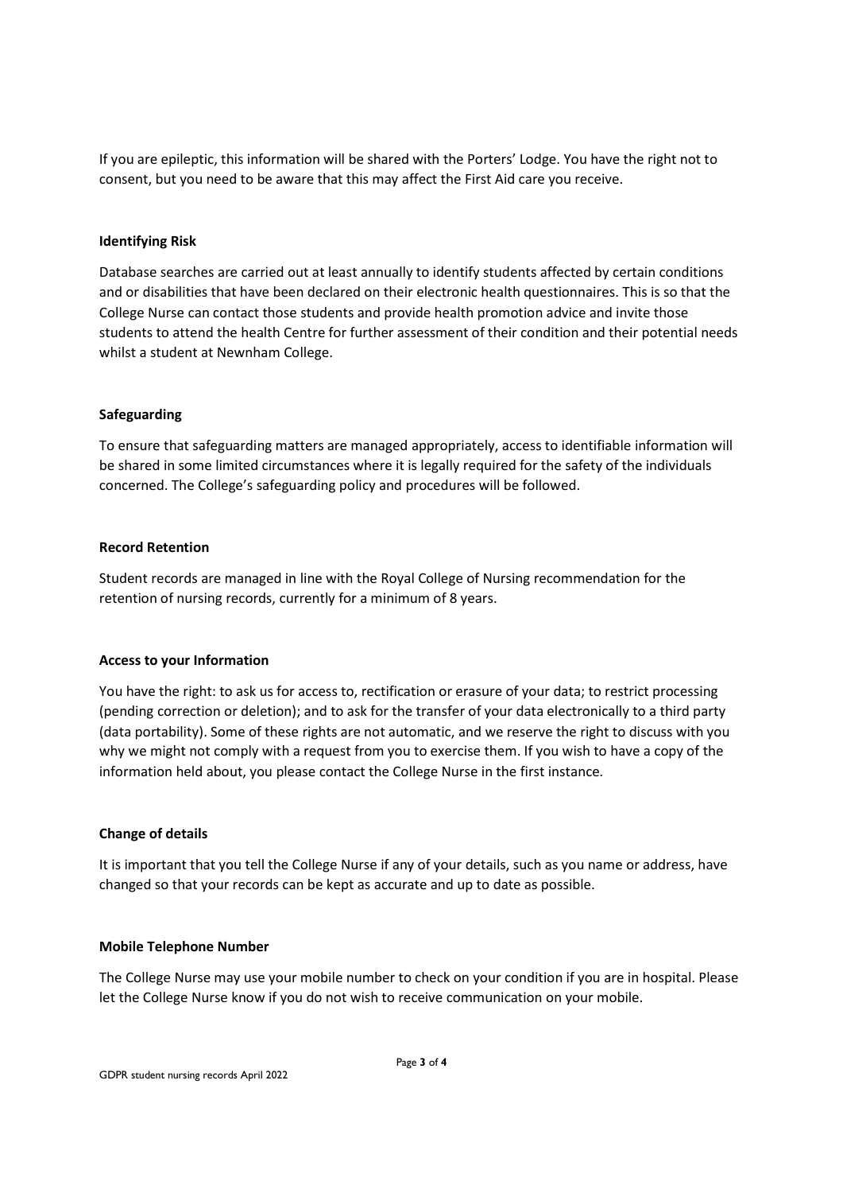If you are epileptic, this information will be shared with the Porters' Lodge. You have the right not to consent, but you need to be aware that this may affect the First Aid care you receive.

### Identifying Risk

Database searches are carried out at least annually to identify students affected by certain conditions and or disabilities that have been declared on their electronic health questionnaires. This is so that the College Nurse can contact those students and provide health promotion advice and invite those students to attend the health Centre for further assessment of their condition and their potential needs whilst a student at Newnham College.

### Safeguarding

To ensure that safeguarding matters are managed appropriately, access to identifiable information will be shared in some limited circumstances where it is legally required for the safety of the individuals concerned. The College's safeguarding policy and procedures will be followed.

### Record Retention

Student records are managed in line with the Royal College of Nursing recommendation for the retention of nursing records, currently for a minimum of 8 years.

### Access to your Information

You have the right: to ask us for access to, rectification or erasure of your data; to restrict processing (pending correction or deletion); and to ask for the transfer of your data electronically to a third party (data portability). Some of these rights are not automatic, and we reserve the right to discuss with you why we might not comply with a request from you to exercise them. If you wish to have a copy of the information held about, you please contact the College Nurse in the first instance.

### Change of details

It is important that you tell the College Nurse if any of your details, such as you name or address, have changed so that your records can be kept as accurate and up to date as possible.

### Mobile Telephone Number

The College Nurse may use your mobile number to check on your condition if you are in hospital. Please let the College Nurse know if you do not wish to receive communication on your mobile.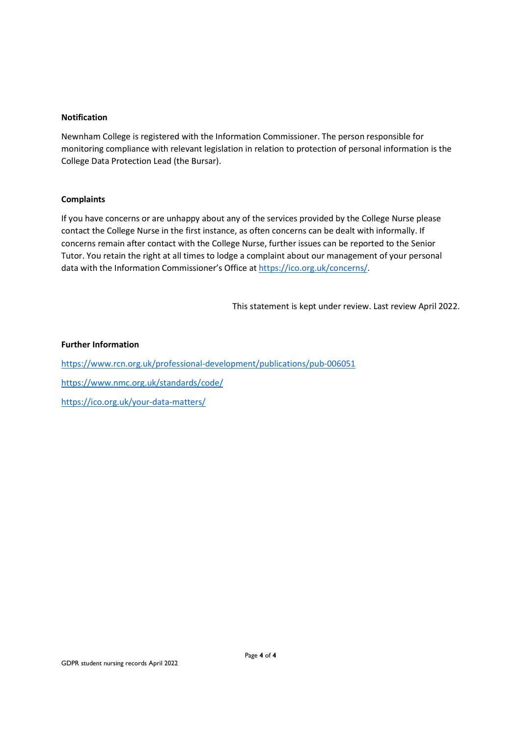**Notification**

Newnham College is registered with the Information Commissioner. The person responsible for monitoring compliance with relevant legislation in relation to protection of personal information is the College Data Protection Lead (the Bursar).

**Complaints**

If you have concerns or are unhappy about any of the services provided by the College Nurse please contact the College Nurse in the first instance, as often concerns can be dealt with informally. If concerns remain after contact with the College Nurse, further issues can be reported to the Senior Tutor. You retain the right at all times to lodge a complaint about our management of your personal data with the Information Commissioner's Office at https://ico.org.uk/concerns/.

This statement is kept under review. Last review April 2022.

**Further Information**

https://www.rcn.org.uk/professional-development/publications/pub-006051

https://www.nmc.org.uk/standards/code/

https://ico.org.uk/your-data-matters/